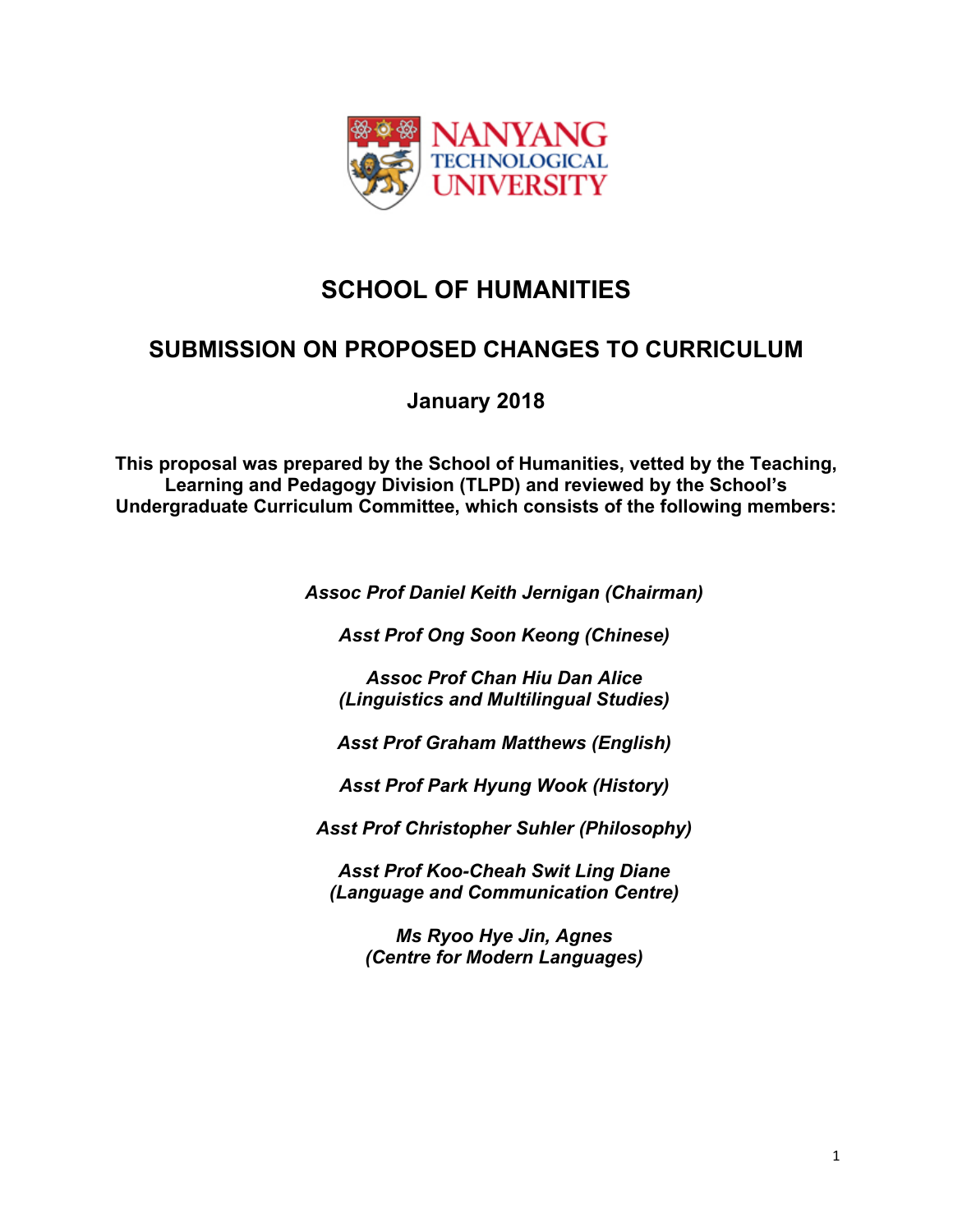NANYANG TECHNOLOGICAL UNIVERSITY

# SCHOOL OF HUMANITIES

## SUBMISSION ON PROPOSED CHANGES TO CURRICULUM

### January 2018

**This proposal was prepared by the School of Humanities, vetted by the Teaching, Learning and Pedagogy Division (TLPD) and reviewed by the School's Undergraduate Curriculum Committee, which consists of the following members:**

***Assoc Prof Daniel Keith Jernigan (Chairman)***

***Asst Prof Ong Soon Keong (Chinese)***

***Assoc Prof Chan Hiu Dan Alice (Linguistics and Multilingual Studies)***

***Asst Prof Graham Matthews (English)***

***Asst Prof Park Hyung Wook (History)***

***Asst Prof Christopher Suhler (Philosophy)***

***Asst Prof Koo-Cheah Swit Ling Diane (Language and Communication Centre)***

***Ms Ryoo Hye Jin, Agnes (Centre for Modern Languages)***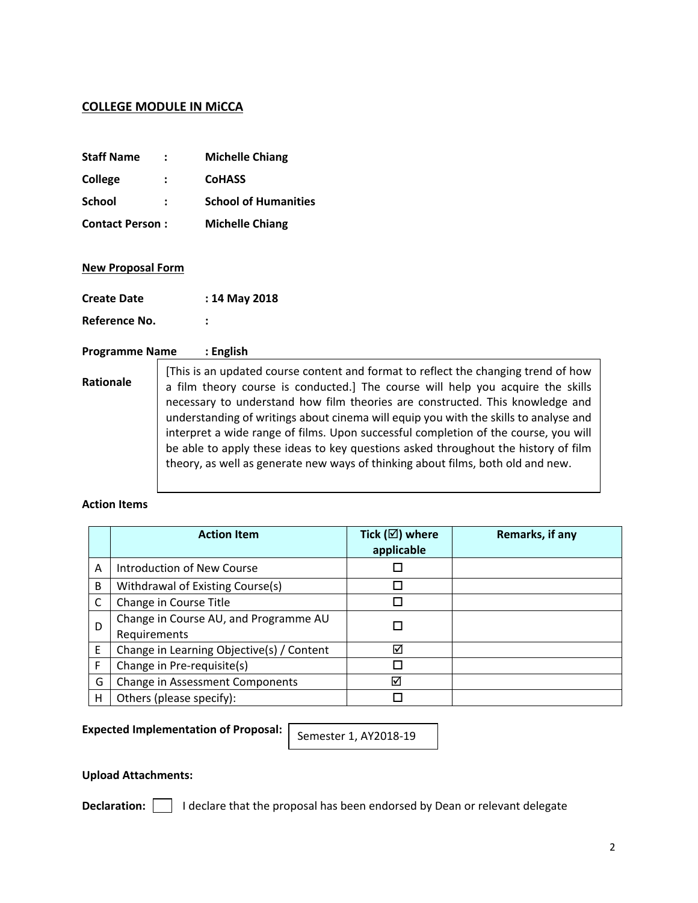## COLLEGE MODULE IN MiCCA

**Staff Name** : **Michelle Chiang**

**College** : **CoHASS**

**School** : **School of Humanities**

**Contact Person** : **Michelle Chiang**

**New Proposal Form**

**Create Date** : **14 May 2018**

**Reference No.** :

**Programme Name** : **English**

**Rationale**

[This is an updated course content and format to reflect the changing trend of how a film theory course is conducted.] The course will help you acquire the skills necessary to understand how film theories are constructed. This knowledge and understanding of writings about cinema will equip you with the skills to analyse and interpret a wide range of films. Upon successful completion of the course, you will be able to apply these ideas to key questions asked throughout the history of film theory, as well as generate new ways of thinking about films, both old and new.

**Action Items**

| | Action Item | Tick (☑) where applicable | Remarks, if any |
|---|---|---|---|
| A | Introduction of New Course | ☐ | |
| B | Withdrawal of Existing Course(s) | ☐ | |
| C | Change in Course Title | ☐ | |
| D | Change in Course AU, and Programme AU Requirements | ☐ | |
| E | Change in Learning Objective(s) / Content | ☑ | |
| F | Change in Pre-requisite(s) | ☐ | |
| G | Change in Assessment Components | ☑ | |
| H | Others (please specify): | ☐ | |

**Expected Implementation of Proposal:** Semester 1, AY2018-19

**Upload Attachments:**

**Declaration:** ☐ I declare that the proposal has been endorsed by Dean or relevant delegate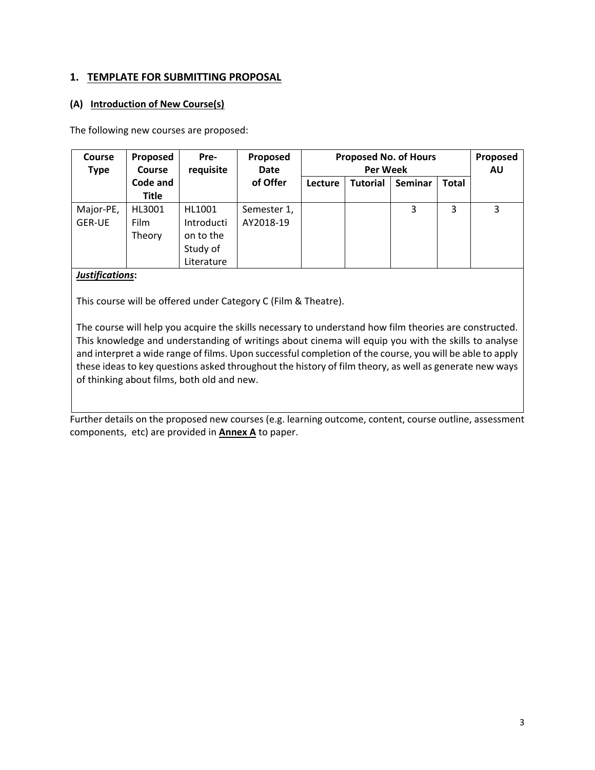## 1. TEMPLATE FOR SUBMITTING PROPOSAL

### (A) Introduction of New Course(s)

The following new courses are proposed:

| Course Type | Proposed Course Code and Title | Pre-requisite | Proposed Date of Offer | Proposed No. of Hours Per Week | | | | Proposed AU |
|---|---|---|---|---|---|---|---|---|
| | | | | Lecture | Tutorial | Seminar | Total | |
| Major-PE, GER-UE | HL3001 Film Theory | HL1001 Introduction to the Study of Literature | Semester 1, AY2018-19 | | | 3 | 3 | 3 |

***Justifications*:**

This course will be offered under Category C (Film & Theatre).

The course will help you acquire the skills necessary to understand how film theories are constructed. This knowledge and understanding of writings about cinema will equip you with the skills to analyse and interpret a wide range of films. Upon successful completion of the course, you will be able to apply these ideas to key questions asked throughout the history of film theory, as well as generate new ways of thinking about films, both old and new.

Further details on the proposed new courses (e.g. learning outcome, content, course outline, assessment components, etc) are provided in **Annex A** to paper.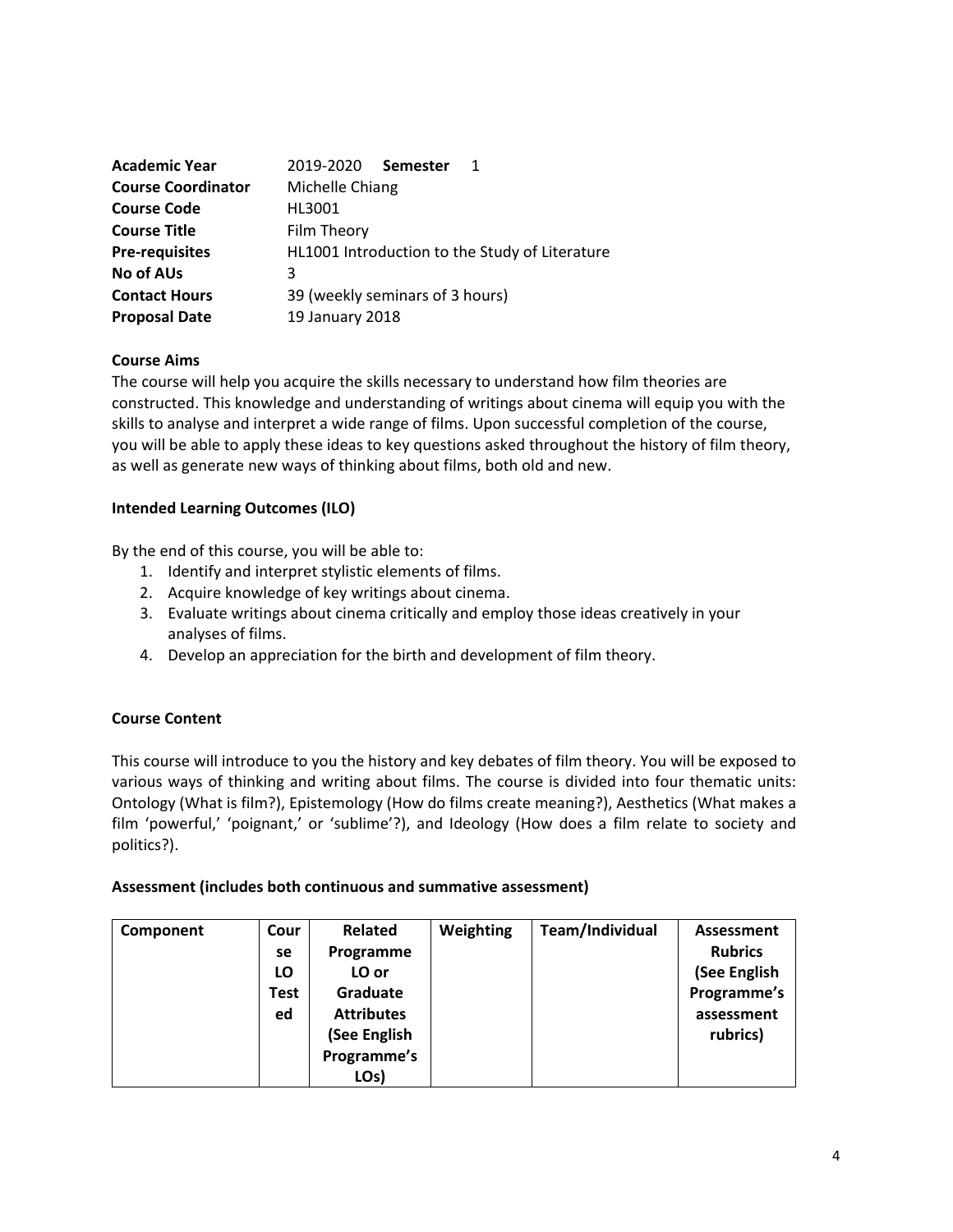| | |
|---|---|
| **Academic Year** | 2019-2020 **Semester** 1 |
| **Course Coordinator** | Michelle Chiang |
| **Course Code** | HL3001 |
| **Course Title** | Film Theory |
| **Pre-requisites** | HL1001 Introduction to the Study of Literature |
| **No of AUs** | 3 |
| **Contact Hours** | 39 (weekly seminars of 3 hours) |
| **Proposal Date** | 19 January 2018 |

**Course Aims**

The course will help you acquire the skills necessary to understand how film theories are constructed. This knowledge and understanding of writings about cinema will equip you with the skills to analyse and interpret a wide range of films. Upon successful completion of the course, you will be able to apply these ideas to key questions asked throughout the history of film theory, as well as generate new ways of thinking about films, both old and new.

**Intended Learning Outcomes (ILO)**

By the end of this course, you will be able to:

1. Identify and interpret stylistic elements of films.
2. Acquire knowledge of key writings about cinema.
3. Evaluate writings about cinema critically and employ those ideas creatively in your analyses of films.
4. Develop an appreciation for the birth and development of film theory.

**Course Content**

This course will introduce to you the history and key debates of film theory. You will be exposed to various ways of thinking and writing about films. The course is divided into four thematic units: Ontology (What is film?), Epistemology (How do films create meaning?), Aesthetics (What makes a film 'powerful,' 'poignant,' or 'sublime'?), and Ideology (How does a film relate to society and politics?).

**Assessment (includes both continuous and summative assessment)**

| Component | Course LO Tested | Related Programme LO or Graduate Attributes (See English Programme's LOs) | Weighting | Team/Individual | Assessment Rubrics (See English Programme's assessment rubrics) |
|---|---|---|---|---|---|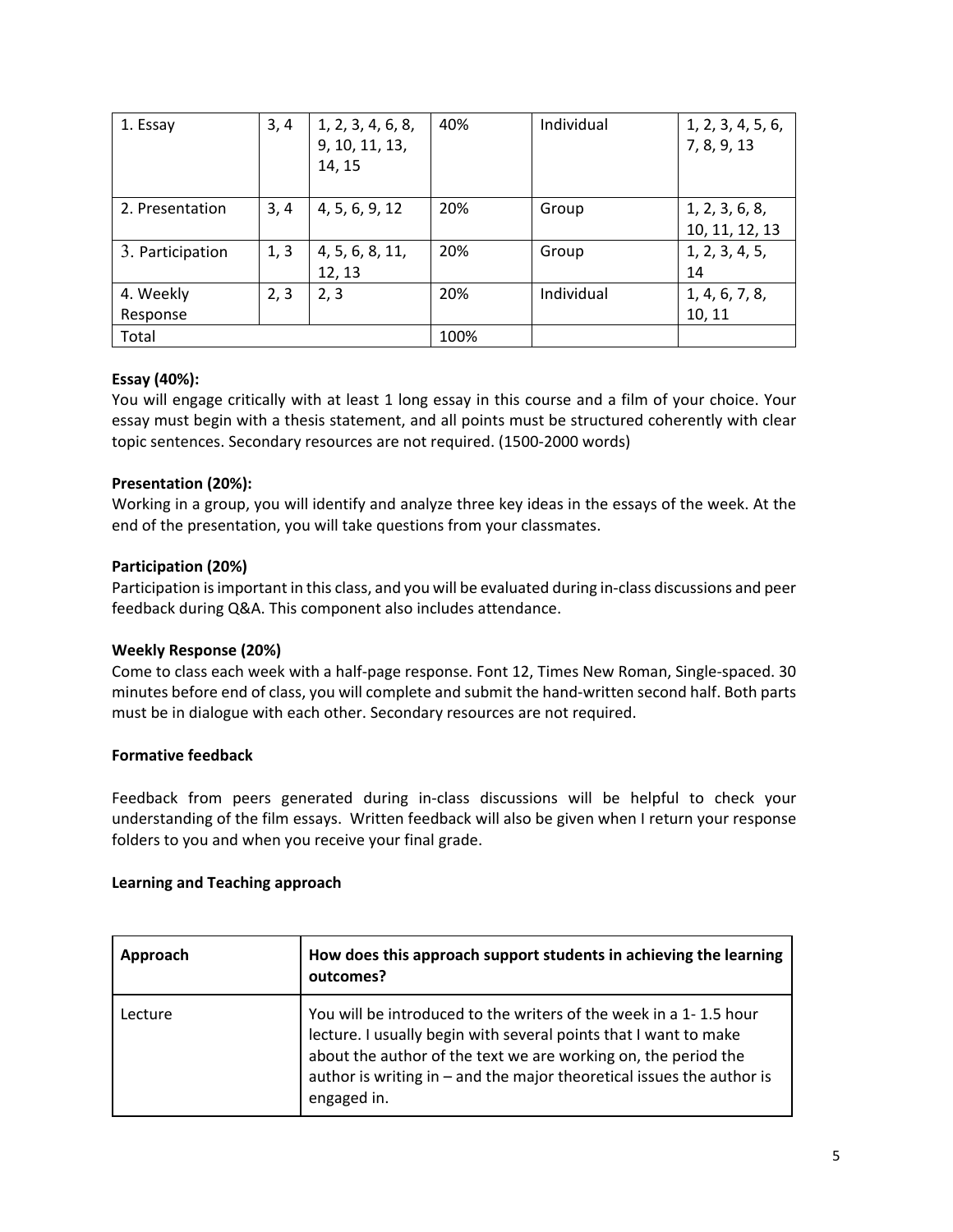| 1. Essay | 3, 4 | 1, 2, 3, 4, 6, 8, 9, 10, 11, 13, 14, 15 | 40% | Individual | 1, 2, 3, 4, 5, 6, 7, 8, 9, 13 |
|---|---|---|---|---|---|
| 2. Presentation | 3, 4 | 4, 5, 6, 9, 12 | 20% | Group | 1, 2, 3, 6, 8, 10, 11, 12, 13 |
| 3. Participation | 1, 3 | 4, 5, 6, 8, 11, 12, 13 | 20% | Group | 1, 2, 3, 4, 5, 14 |
| 4. Weekly Response | 2, 3 | 2, 3 | 20% | Individual | 1, 4, 6, 7, 8, 10, 11 |
| Total | | | 100% | | |

**Essay (40%):**
You will engage critically with at least 1 long essay in this course and a film of your choice. Your essay must begin with a thesis statement, and all points must be structured coherently with clear topic sentences. Secondary resources are not required. (1500-2000 words)

**Presentation (20%):**
Working in a group, you will identify and analyze three key ideas in the essays of the week. At the end of the presentation, you will take questions from your classmates.

**Participation (20%)**
Participation is important in this class, and you will be evaluated during in-class discussions and peer feedback during Q&A. This component also includes attendance.

**Weekly Response (20%)**
Come to class each week with a half-page response. Font 12, Times New Roman, Single-spaced. 30 minutes before end of class, you will complete and submit the hand-written second half. Both parts must be in dialogue with each other. Secondary resources are not required.

**Formative feedback**

Feedback from peers generated during in-class discussions will be helpful to check your understanding of the film essays. Written feedback will also be given when I return your response folders to you and when you receive your final grade.

**Learning and Teaching approach**

| **Approach** | **How does this approach support students in achieving the learning outcomes?** |
|---|---|
| Lecture | You will be introduced to the writers of the week in a 1- 1.5 hour lecture. I usually begin with several points that I want to make about the author of the text we are working on, the period the author is writing in – and the major theoretical issues the author is engaged in. |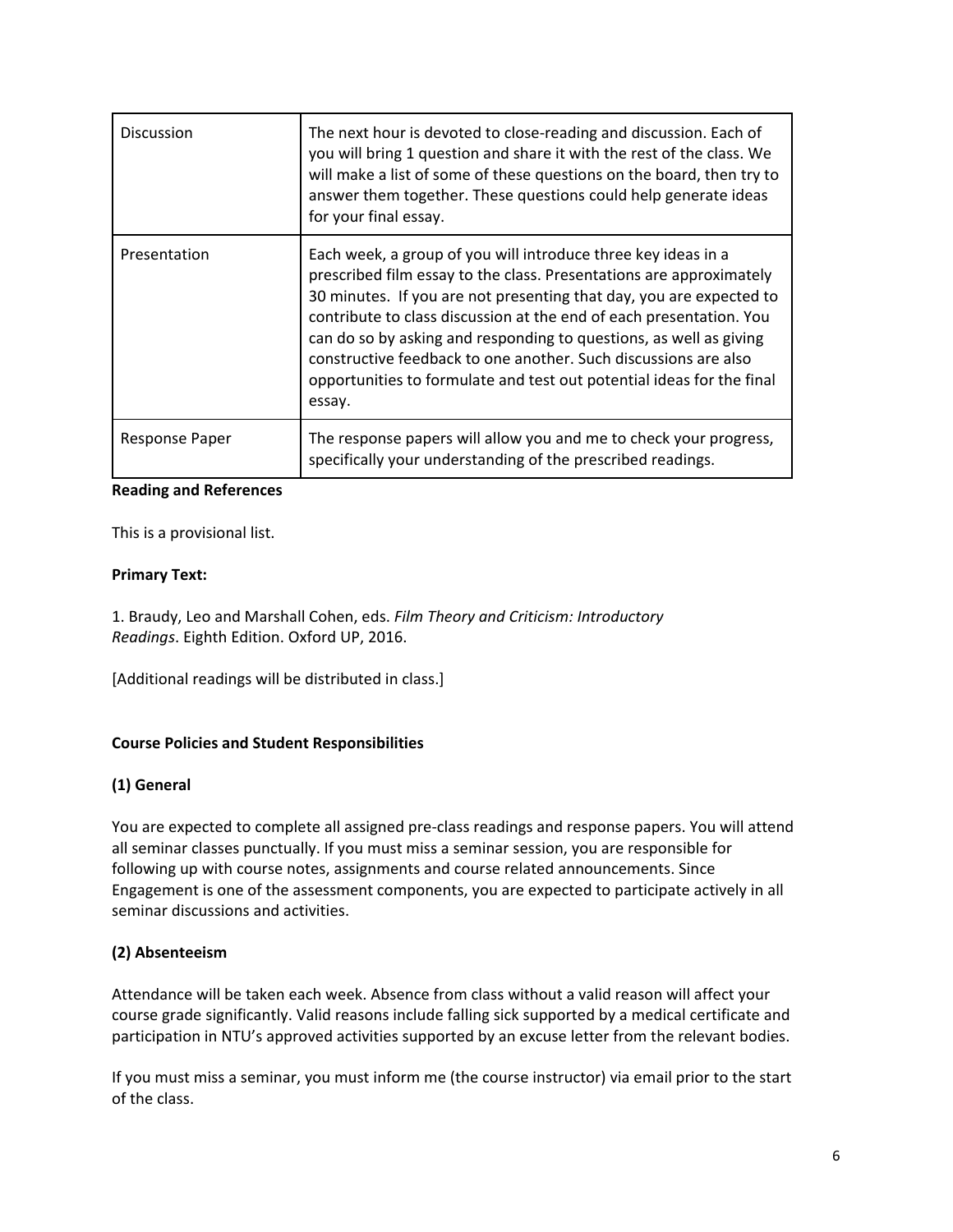| | |
|---|---|
| Discussion | The next hour is devoted to close-reading and discussion. Each of you will bring 1 question and share it with the rest of the class. We will make a list of some of these questions on the board, then try to answer them together. These questions could help generate ideas for your final essay. |
| Presentation | Each week, a group of you will introduce three key ideas in a prescribed film essay to the class. Presentations are approximately 30 minutes. If you are not presenting that day, you are expected to contribute to class discussion at the end of each presentation. You can do so by asking and responding to questions, as well as giving constructive feedback to one another. Such discussions are also opportunities to formulate and test out potential ideas for the final essay. |
| Response Paper | The response papers will allow you and me to check your progress, specifically your understanding of the prescribed readings. |

**Reading and References**

This is a provisional list.

**Primary Text:**

1. Braudy, Leo and Marshall Cohen, eds. *Film Theory and Criticism: Introductory Readings*. Eighth Edition. Oxford UP, 2016.

[Additional readings will be distributed in class.]

**Course Policies and Student Responsibilities**

**(1) General**

You are expected to complete all assigned pre-class readings and response papers. You will attend all seminar classes punctually. If you must miss a seminar session, you are responsible for following up with course notes, assignments and course related announcements. Since Engagement is one of the assessment components, you are expected to participate actively in all seminar discussions and activities.

**(2) Absenteeism**

Attendance will be taken each week. Absence from class without a valid reason will affect your course grade significantly. Valid reasons include falling sick supported by a medical certificate and participation in NTU's approved activities supported by an excuse letter from the relevant bodies.

If you must miss a seminar, you must inform me (the course instructor) via email prior to the start of the class.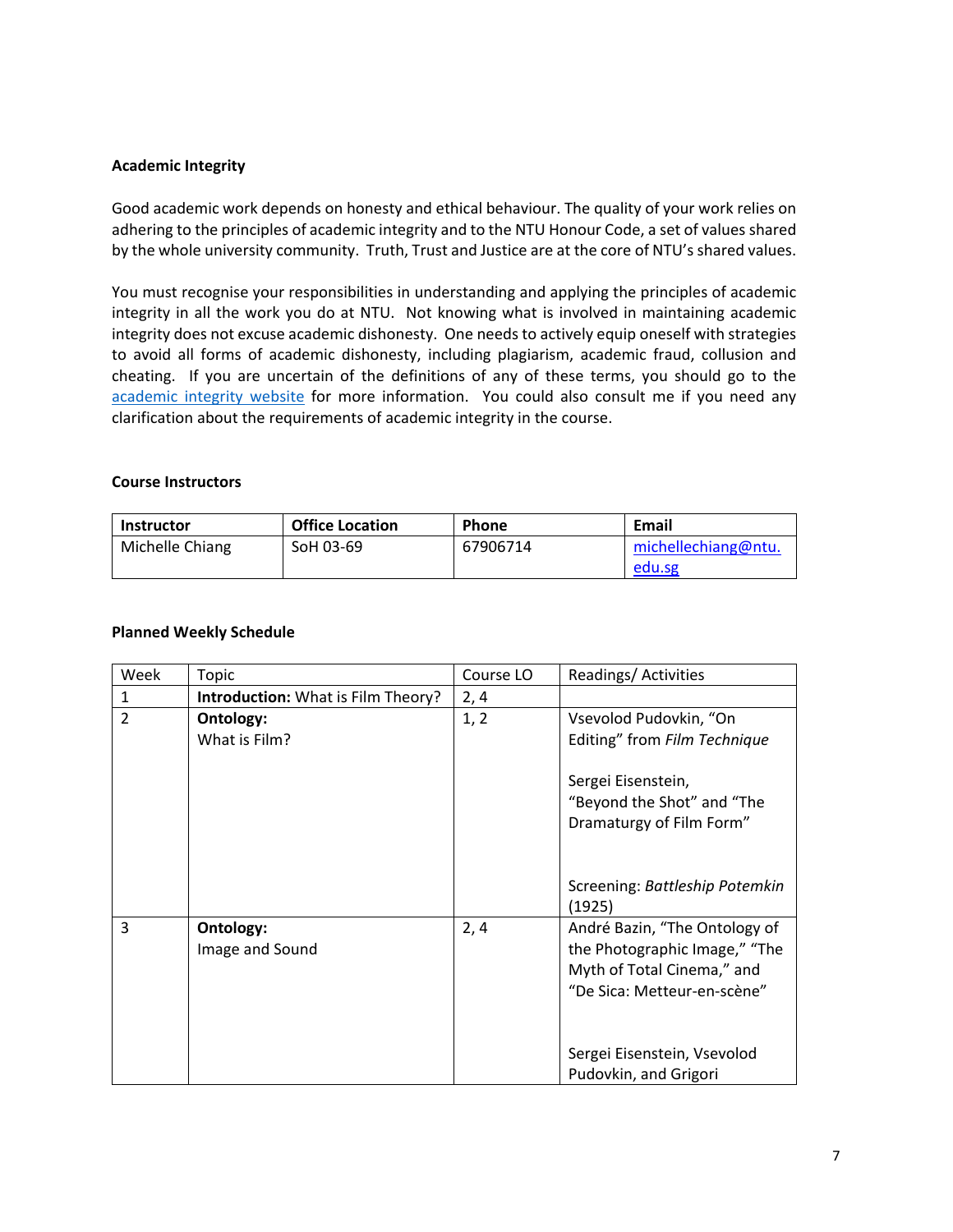**Academic Integrity**

Good academic work depends on honesty and ethical behaviour. The quality of your work relies on adhering to the principles of academic integrity and to the NTU Honour Code, a set of values shared by the whole university community. Truth, Trust and Justice are at the core of NTU's shared values.

You must recognise your responsibilities in understanding and applying the principles of academic integrity in all the work you do at NTU. Not knowing what is involved in maintaining academic integrity does not excuse academic dishonesty. One needs to actively equip oneself with strategies to avoid all forms of academic dishonesty, including plagiarism, academic fraud, collusion and cheating. If you are uncertain of the definitions of any of these terms, you should go to the academic integrity website for more information. You could also consult me if you need any clarification about the requirements of academic integrity in the course.

**Course Instructors**

| Instructor | Office Location | Phone | Email |
|---|---|---|---|
| Michelle Chiang | SoH 03-69 | 67906714 | michellechiang@ntu.edu.sg |

**Planned Weekly Schedule**

| Week | Topic | Course LO | Readings/ Activities |
|---|---|---|---|
| 1 | **Introduction:** What is Film Theory? | 2, 4 | |
| 2 | **Ontology:** What is Film? | 1, 2 | Vsevolod Pudovkin, "On Editing" from *Film Technique*<br><br>Sergei Eisenstein, "Beyond the Shot" and "The Dramaturgy of Film Form"<br><br>Screening: *Battleship Potemkin* (1925) |
| 3 | **Ontology:** Image and Sound | 2, 4 | André Bazin, "The Ontology of the Photographic Image," "The Myth of Total Cinema," and "De Sica: Metteur-en-scène"<br><br>Sergei Eisenstein, Vsevolod Pudovkin, and Grigori |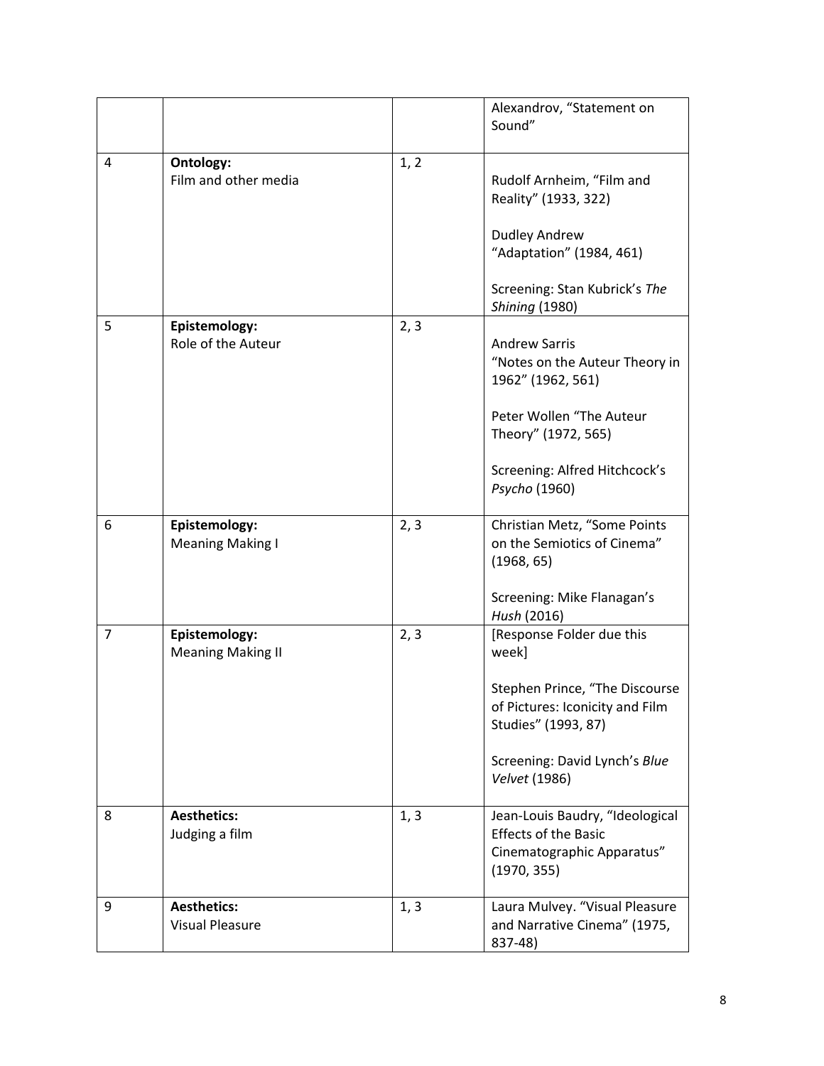| | | | |
|---|---|---|---|
| | | | Alexandrov, "Statement on Sound" |
| 4 | **Ontology:** Film and other media | 1, 2 | Rudolf Arnheim, "Film and Reality" (1933, 322)<br><br>Dudley Andrew "Adaptation" (1984, 461)<br><br>Screening: Stan Kubrick's *The Shining* (1980) |
| 5 | **Epistemology:** Role of the Auteur | 2, 3 | Andrew Sarris "Notes on the Auteur Theory in 1962" (1962, 561)<br><br>Peter Wollen "The Auteur Theory" (1972, 565)<br><br>Screening: Alfred Hitchcock's *Psycho* (1960) |
| 6 | **Epistemology:** Meaning Making I | 2, 3 | Christian Metz, "Some Points on the Semiotics of Cinema" (1968, 65)<br><br>Screening: Mike Flanagan's *Hush* (2016) |
| 7 | **Epistemology:** Meaning Making II | 2, 3 | [Response Folder due this week]<br><br>Stephen Prince, "The Discourse of Pictures: Iconicity and Film Studies" (1993, 87)<br><br>Screening: David Lynch's *Blue Velvet* (1986) |
| 8 | **Aesthetics:** Judging a film | 1, 3 | Jean-Louis Baudry, "Ideological Effects of the Basic Cinematographic Apparatus" (1970, 355) |
| 9 | **Aesthetics:** Visual Pleasure | 1, 3 | Laura Mulvey. "Visual Pleasure and Narrative Cinema" (1975, 837-48) |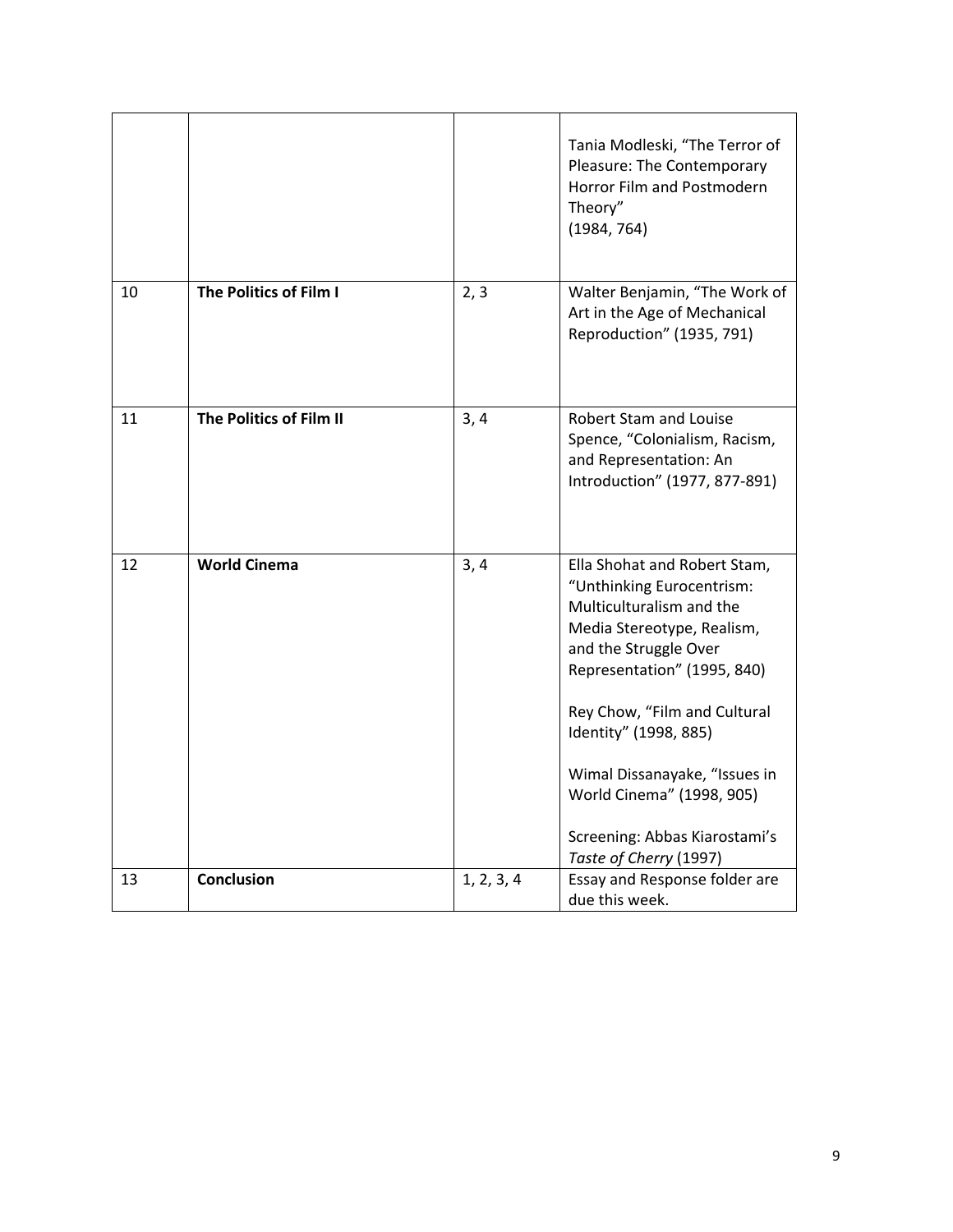| | | | |
|---|---|---|---|
| | | | Tania Modleski, "The Terror of Pleasure: The Contemporary Horror Film and Postmodern Theory" (1984, 764) |
| 10 | **The Politics of Film I** | 2, 3 | Walter Benjamin, "The Work of Art in the Age of Mechanical Reproduction" (1935, 791) |
| 11 | **The Politics of Film II** | 3, 4 | Robert Stam and Louise Spence, "Colonialism, Racism, and Representation: An Introduction" (1977, 877-891) |
| 12 | **World Cinema** | 3, 4 | Ella Shohat and Robert Stam, "Unthinking Eurocentrism: Multiculturalism and the Media Stereotype, Realism, and the Struggle Over Representation" (1995, 840)<br><br>Rey Chow, "Film and Cultural Identity" (1998, 885)<br><br>Wimal Dissanayake, "Issues in World Cinema" (1998, 905)<br><br>Screening: Abbas Kiarostami's *Taste of Cherry* (1997) |
| 13 | **Conclusion** | 1, 2, 3, 4 | Essay and Response folder are due this week. |